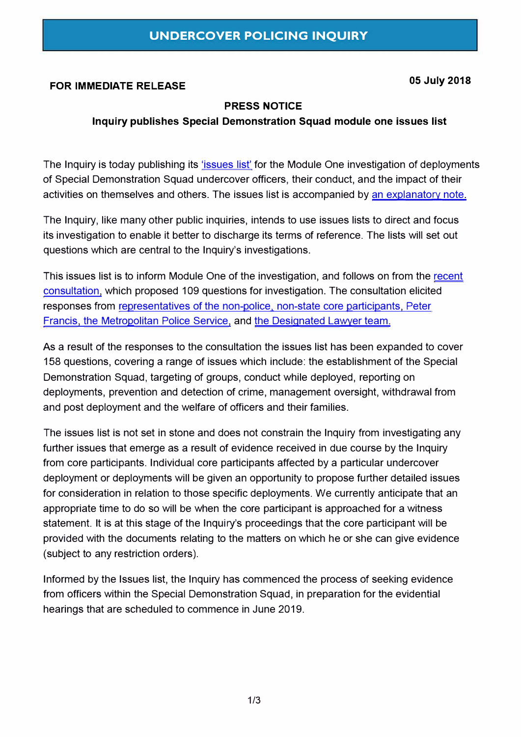# UNDERCOVER POLICING INQUIRY

**FOR IMMEDIATE RELEASE** **05 July 2018**

**PRESS NOTICE**

**Inquiry publishes Special Demonstration Squad module one issues list**

The Inquiry is today publishing its 'issues list' for the Module One investigation of deployments of Special Demonstration Squad undercover officers, their conduct, and the impact of their activities on themselves and others. The issues list is accompanied by an explanatory note.

The Inquiry, like many other public inquiries, intends to use issues lists to direct and focus its investigation to enable it better to discharge its terms of reference. The lists will set out questions which are central to the Inquiry's investigations.

This issues list is to inform Module One of the investigation, and follows on from the recent consultation, which proposed 109 questions for investigation. The consultation elicited responses from representatives of the non-police, non-state core participants, Peter Francis, the Metropolitan Police Service, and the Designated Lawyer team.

As a result of the responses to the consultation the issues list has been expanded to cover 158 questions, covering a range of issues which include: the establishment of the Special Demonstration Squad, targeting of groups, conduct while deployed, reporting on deployments, prevention and detection of crime, management oversight, withdrawal from and post deployment and the welfare of officers and their families.

The issues list is not set in stone and does not constrain the Inquiry from investigating any further issues that emerge as a result of evidence received in due course by the Inquiry from core participants. Individual core participants affected by a particular undercover deployment or deployments will be given an opportunity to propose further detailed issues for consideration in relation to those specific deployments. We currently anticipate that an appropriate time to do so will be when the core participant is approached for a witness statement. It is at this stage of the Inquiry's proceedings that the core participant will be provided with the documents relating to the matters on which he or she can give evidence (subject to any restriction orders).

Informed by the Issues list, the Inquiry has commenced the process of seeking evidence from officers within the Special Demonstration Squad, in preparation for the evidential hearings that are scheduled to commence in June 2019.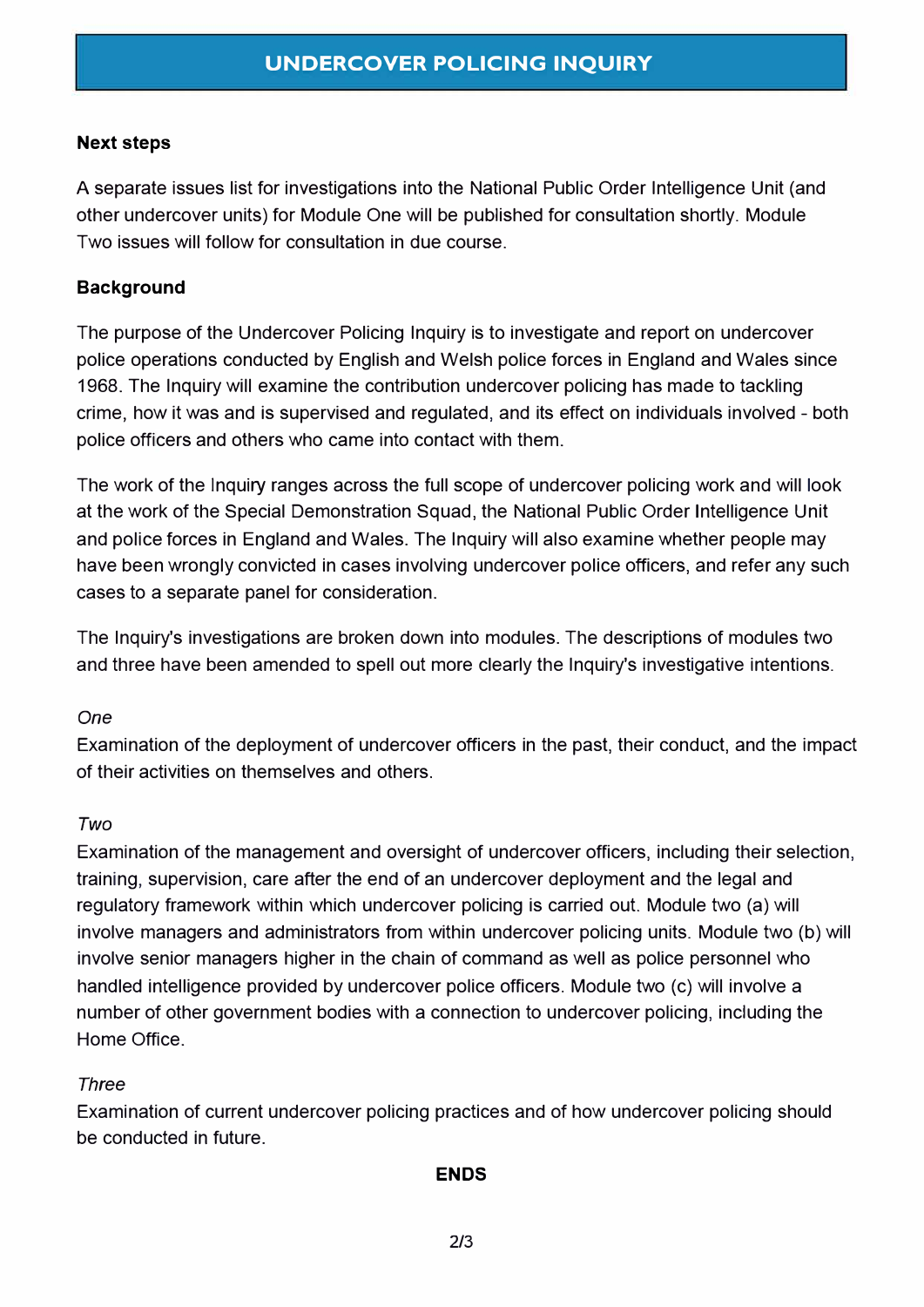## Next steps

A separate issues list for investigations into the National Public Order Intelligence Unit (and other undercover units) for Module One will be published for consultation shortly. Module Two issues will follow for consultation in due course.

## Background

The purpose of the Undercover Policing Inquiry is to investigate and report on undercover police operations conducted by English and Welsh police forces in England and Wales since 1968. The Inquiry will examine the contribution undercover policing has made to tackling crime, how it was and is supervised and regulated, and its effect on individuals involved - both police officers and others who came into contact with them.

The work of the Inquiry ranges across the full scope of undercover policing work and will look at the work of the Special Demonstration Squad, the National Public Order Intelligence Unit and police forces in England and Wales. The Inquiry will also examine whether people may have been wrongly convicted in cases involving undercover police officers, and refer any such cases to a separate panel for consideration.

The Inquiry's investigations are broken down into modules. The descriptions of modules two and three have been amended to spell out more clearly the Inquiry's investigative intentions.

*One*
Examination of the deployment of undercover officers in the past, their conduct, and the impact of their activities on themselves and others.

*Two*
Examination of the management and oversight of undercover officers, including their selection, training, supervision, care after the end of an undercover deployment and the legal and regulatory framework within which undercover policing is carried out. Module two (a) will involve managers and administrators from within undercover policing units. Module two (b) will involve senior managers higher in the chain of command as well as police personnel who handled intelligence provided by undercover police officers. Module two (c) will involve a number of other government bodies with a connection to undercover policing, including the Home Office.

*Three*
Examination of current undercover policing practices and of how undercover policing should be conducted in future.

**ENDS**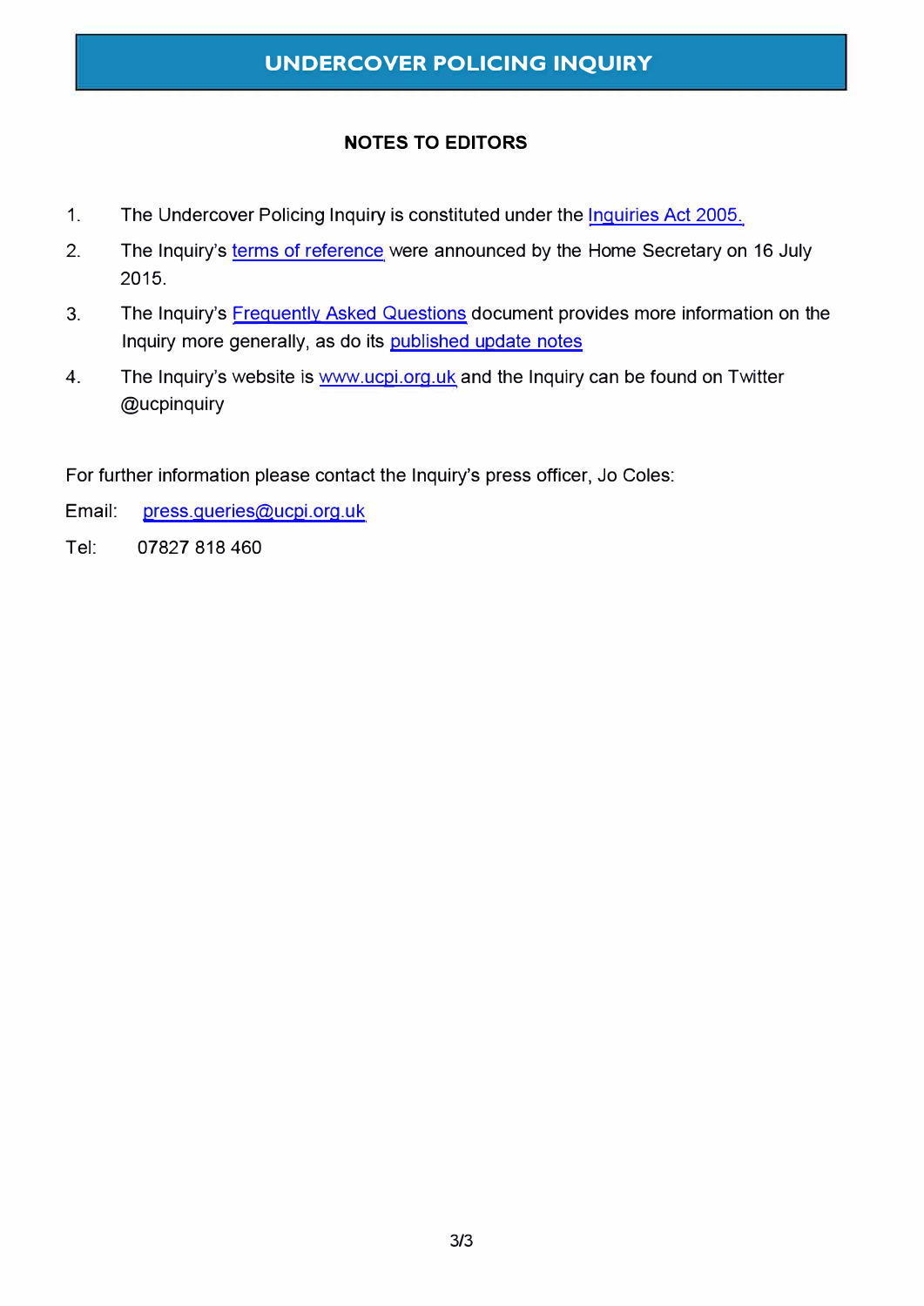# UNDERCOVER POLICING INQUIRY

## NOTES TO EDITORS

1. The Undercover Policing Inquiry is constituted under the Inquiries Act 2005.
2. The Inquiry's terms of reference were announced by the Home Secretary on 16 July 2015.
3. The Inquiry's Frequently Asked Questions document provides more information on the Inquiry more generally, as do its published update notes
4. The Inquiry's website is www.ucpi.org.uk and the Inquiry can be found on Twitter @ucpinquiry

For further information please contact the Inquiry's press officer, Jo Coles:

Email: press.queries@ucpi.org.uk

Tel: 07827 818 460